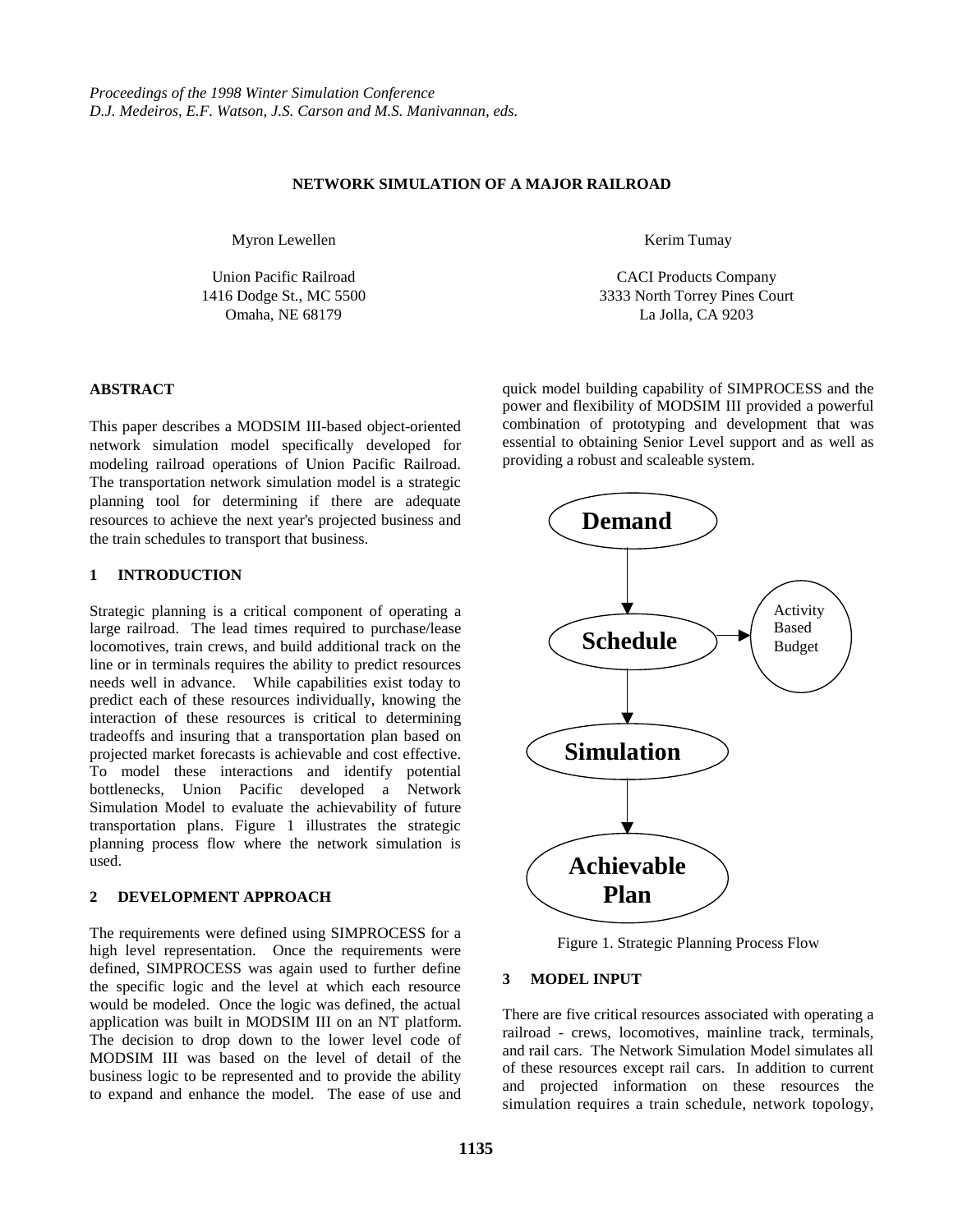*Proceedings of the 1998 Winter Simulation Conference*
*D.J. Medeiros, E.F. Watson, J.S. Carson and M.S. Manivannan, eds.*

# NETWORK SIMULATION OF A MAJOR RAILROAD

Myron Lewellen

Union Pacific Railroad
1416 Dodge St., MC 5500
Omaha, NE 68179

Kerim Tumay

CACI Products Company
3333 North Torrey Pines Court
La Jolla, CA 9203

## ABSTRACT

This paper describes a MODSIM III-based object-oriented network simulation model specifically developed for modeling railroad operations of Union Pacific Railroad. The transportation network simulation model is a strategic planning tool for determining if there are adequate resources to achieve the next year's projected business and the train schedules to transport that business.

## 1 INTRODUCTION

Strategic planning is a critical component of operating a large railroad. The lead times required to purchase/lease locomotives, train crews, and build additional track on the line or in terminals requires the ability to predict resources needs well in advance. While capabilities exist today to predict each of these resources individually, knowing the interaction of these resources is critical to determining tradeoffs and insuring that a transportation plan based on projected market forecasts is achievable and cost effective. To model these interactions and identify potential bottlenecks, Union Pacific developed a Network Simulation Model to evaluate the achievability of future transportation plans. Figure 1 illustrates the strategic planning process flow where the network simulation is used.

## 2 DEVELOPMENT APPROACH

The requirements were defined using SIMPROCESS for a high level representation. Once the requirements were defined, SIMPROCESS was again used to further define the specific logic and the level at which each resource would be modeled. Once the logic was defined, the actual application was built in MODSIM III on an NT platform. The decision to drop down to the lower level code of MODSIM III was based on the level of detail of the business logic to be represented and to provide the ability to expand and enhance the model. The ease of use and quick model building capability of SIMPROCESS and the power and flexibility of MODSIM III provided a powerful combination of prototyping and development that was essential to obtaining Senior Level support and as well as providing a robust and scaleable system.

Demand → Schedule → Simulation → Achievable Plan
Schedule → Activity Based Budget

Figure 1. Strategic Planning Process Flow

## 3 MODEL INPUT

There are five critical resources associated with operating a railroad - crews, locomotives, mainline track, terminals, and rail cars. The Network Simulation Model simulates all of these resources except rail cars. In addition to current and projected information on these resources the simulation requires a train schedule, network topology,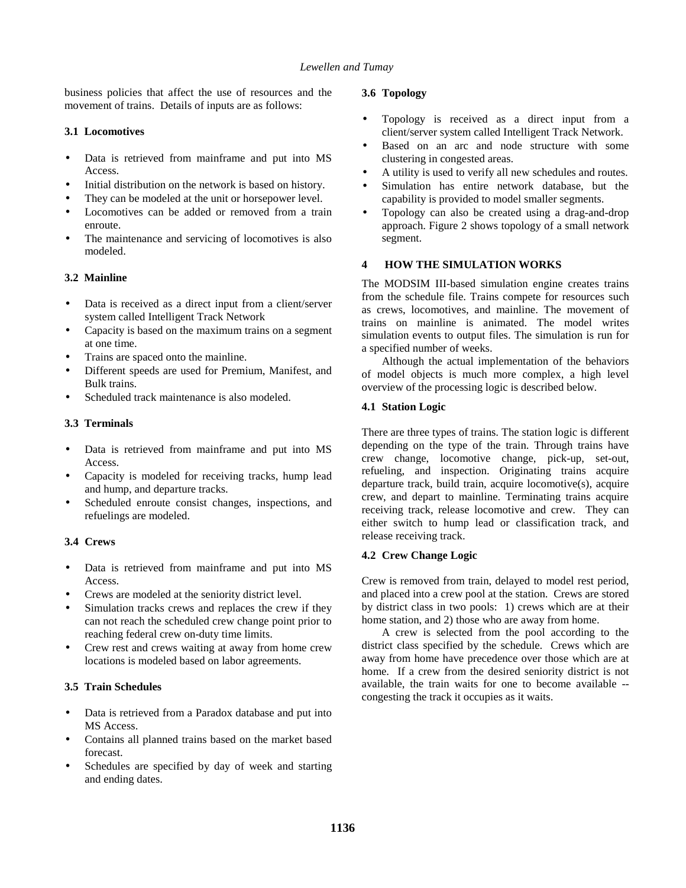business policies that affect the use of resources and the movement of trains. Details of inputs are as follows:

### 3.1 Locomotives

- Data is retrieved from mainframe and put into MS Access.
- Initial distribution on the network is based on history.
- They can be modeled at the unit or horsepower level.
- Locomotives can be added or removed from a train enroute.
- The maintenance and servicing of locomotives is also modeled.

### 3.2 Mainline

- Data is received as a direct input from a client/server system called Intelligent Track Network
- Capacity is based on the maximum trains on a segment at one time.
- Trains are spaced onto the mainline.
- Different speeds are used for Premium, Manifest, and Bulk trains.
- Scheduled track maintenance is also modeled.

### 3.3 Terminals

- Data is retrieved from mainframe and put into MS Access.
- Capacity is modeled for receiving tracks, hump lead and hump, and departure tracks.
- Scheduled enroute consist changes, inspections, and refuelings are modeled.

### 3.4 Crews

- Data is retrieved from mainframe and put into MS Access.
- Crews are modeled at the seniority district level.
- Simulation tracks crews and replaces the crew if they can not reach the scheduled crew change point prior to reaching federal crew on-duty time limits.
- Crew rest and crews waiting at away from home crew locations is modeled based on labor agreements.

### 3.5 Train Schedules

- Data is retrieved from a Paradox database and put into MS Access.
- Contains all planned trains based on the market based forecast.
- Schedules are specified by day of week and starting and ending dates.

### 3.6 Topology

- Topology is received as a direct input from a client/server system called Intelligent Track Network.
- Based on an arc and node structure with some clustering in congested areas.
- A utility is used to verify all new schedules and routes.
- Simulation has entire network database, but the capability is provided to model smaller segments.
- Topology can also be created using a drag-and-drop approach. Figure 2 shows topology of a small network segment.

## 4 HOW THE SIMULATION WORKS

The MODSIM III-based simulation engine creates trains from the schedule file. Trains compete for resources such as crews, locomotives, and mainline. The movement of trains on mainline is animated. The model writes simulation events to output files. The simulation is run for a specified number of weeks.

Although the actual implementation of the behaviors of model objects is much more complex, a high level overview of the processing logic is described below.

### 4.1 Station Logic

There are three types of trains. The station logic is different depending on the type of the train. Through trains have crew change, locomotive change, pick-up, set-out, refueling, and inspection. Originating trains acquire departure track, build train, acquire locomotive(s), acquire crew, and depart to mainline. Terminating trains acquire receiving track, release locomotive and crew. They can either switch to hump lead or classification track, and release receiving track.

### 4.2 Crew Change Logic

Crew is removed from train, delayed to model rest period, and placed into a crew pool at the station. Crews are stored by district class in two pools: 1) crews which are at their home station, and 2) those who are away from home.

A crew is selected from the pool according to the district class specified by the schedule. Crews which are away from home have precedence over those which are at home. If a crew from the desired seniority district is not available, the train waits for one to become available -- congesting the track it occupies as it waits.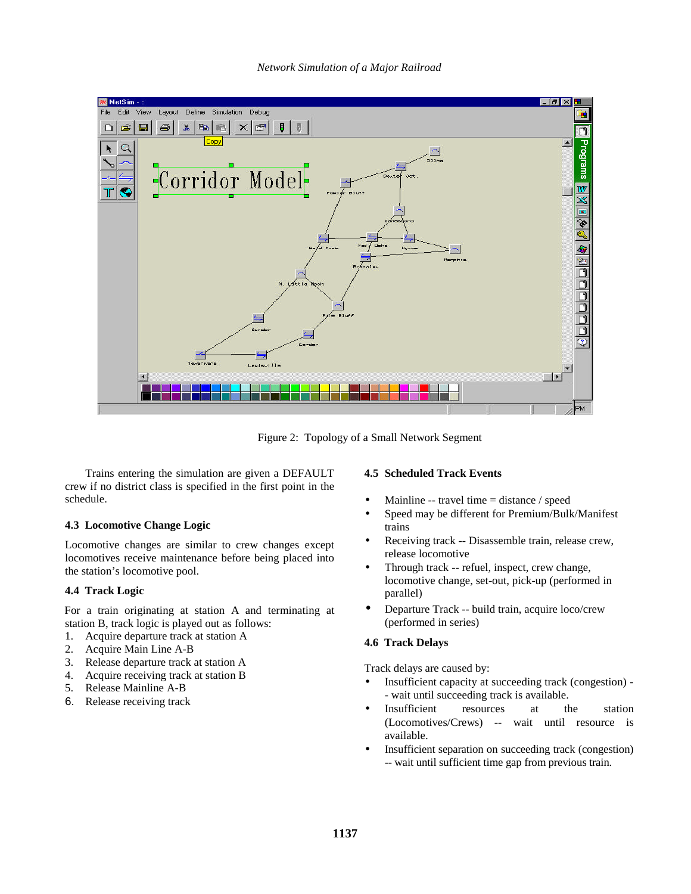Figure 2: Topology of a Small Network Segment

Trains entering the simulation are given a DEFAULT crew if no district class is specified in the first point in the schedule.

### 4.3 Locomotive Change Logic

Locomotive changes are similar to crew changes except locomotives receive maintenance before being placed into the station's locomotive pool.

### 4.4 Track Logic

For a train originating at station A and terminating at station B, track logic is played out as follows:

1. Acquire departure track at station A
2. Acquire Main Line A-B
3. Release departure track at station A
4. Acquire receiving track at station B
5. Release Mainline A-B
6. Release receiving track

### 4.5 Scheduled Track Events

- Mainline -- travel time = distance / speed
- Speed may be different for Premium/Bulk/Manifest trains
- Receiving track -- Disassemble train, release crew, release locomotive
- Through track -- refuel, inspect, crew change, locomotive change, set-out, pick-up (performed in parallel)
- Departure Track -- build train, acquire loco/crew (performed in series)

### 4.6 Track Delays

Track delays are caused by:

- Insufficient capacity at succeeding track (congestion) -- wait until succeeding track is available.
- Insufficient resources at the station (Locomotives/Crews) -- wait until resource is available.
- Insufficient separation on succeeding track (congestion) -- wait until sufficient time gap from previous train.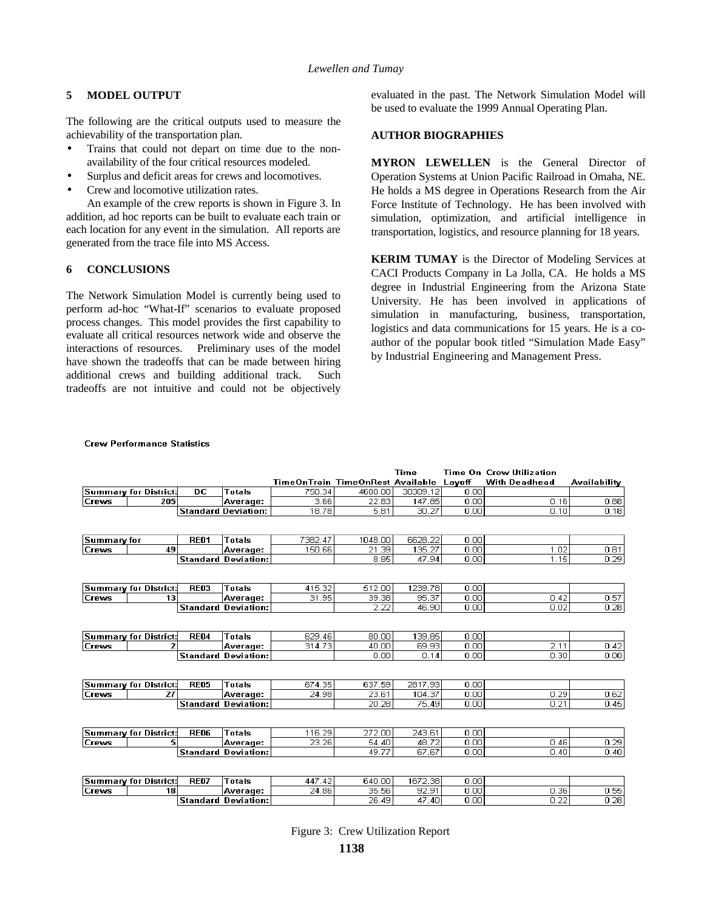## 5 MODEL OUTPUT

The following are the critical outputs used to measure the achievability of the transportation plan.

- Trains that could not depart on time due to the non-availability of the four critical resources modeled.
- Surplus and deficit areas for crews and locomotives.
- Crew and locomotive utilization rates.

An example of the crew reports is shown in Figure 3. In addition, ad hoc reports can be built to evaluate each train or each location for any event in the simulation. All reports are generated from the trace file into MS Access.

## 6 CONCLUSIONS

The Network Simulation Model is currently being used to perform ad-hoc "What-If" scenarios to evaluate proposed process changes. This model provides the first capability to evaluate all critical resources network wide and observe the interactions of resources. Preliminary uses of the model have shown the tradeoffs that can be made between hiring additional crews and building additional track. Such tradeoffs are not intuitive and could not be objectively evaluated in the past. The Network Simulation Model will be used to evaluate the 1999 Annual Operating Plan.

## AUTHOR BIOGRAPHIES

**MYRON LEWELLEN** is the General Director of Operation Systems at Union Pacific Railroad in Omaha, NE. He holds a MS degree in Operations Research from the Air Force Institute of Technology. He has been involved with simulation, optimization, and artificial intelligence in transportation, logistics, and resource planning for 18 years.

**KERIM TUMAY** is the Director of Modeling Services at CACI Products Company in La Jolla, CA. He holds a MS degree in Industrial Engineering from the Arizona State University. He has been involved in applications of simulation in manufacturing, business, transportation, logistics and data communications for 15 years. He is a co-author of the popular book titled "Simulation Made Easy" by Industrial Engineering and Management Press.

**Crew Performance Statistics**

| | | | | TimeOnTrain | TimeOnRest | Time Available | Time On Layoff | Crew Utilization With Deadhead | Availability |
|---|---|---|---|---|---|---|---|---|---|
| Summary for District: | | DC | Totals | 750.34 | 4680.00 | 30309.12 | 0.00 | | |
| Crews | 205 | | Average: | 3.66 | 22.83 | 147.85 | 0.00 | 0.16 | 0.88 |
| | | Standard Deviation: | | 18.78 | 5.81 | 30.27 | 0.00 | 0.10 | 0.18 |
| Summary for | | RE01 | Totals | 7382.47 | 1048.00 | 6628.22 | 0.00 | | |
| Crews | 49 | | Average: | 150.66 | 21.39 | 135.27 | 0.00 | 1.02 | 0.81 |
| | | Standard Deviation: | | | 8.85 | 47.94 | 0.00 | 1.15 | 0.29 |
| Summary for District: | | RE03 | Totals | 415.32 | 512.00 | 1239.78 | 0.00 | | |
| Crews | 13 | | Average: | 31.95 | 39.38 | 95.37 | 0.00 | 0.42 | 0.57 |
| | | Standard Deviation: | | | 2.22 | 46.90 | 0.00 | 0.02 | 0.28 |
| Summary for District: | | RE04 | Totals | 629.46 | 80.00 | 139.85 | 0.00 | | |
| Crews | 2 | | Average: | 314.73 | 40.00 | 69.93 | 0.00 | 2.11 | 0.42 |
| | | Standard Deviation: | | | 0.00 | 0.14 | 0.00 | 0.30 | 0.00 |
| Summary for District: | | RE05 | Totals | 674.35 | 637.59 | 2817.93 | 0.00 | | |
| Crews | 27 | | Average: | 24.98 | 23.61 | 104.37 | 0.00 | 0.29 | 0.62 |
| | | Standard Deviation: | | | 20.28 | 75.49 | 0.00 | 0.21 | 0.45 |
| Summary for District: | | RE06 | Totals | 116.29 | 272.00 | 243.61 | 0.00 | | |
| Crews | 5 | | Average: | 23.26 | 54.40 | 48.72 | 0.00 | 0.46 | 0.29 |
| | | Standard Deviation: | | | 49.77 | 67.67 | 0.00 | 0.40 | 0.40 |
| Summary for District: | | RE07 | Totals | 447.42 | 640.00 | 1672.38 | 0.00 | | |
| Crews | 18 | | Average: | 24.86 | 35.56 | 92.91 | 0.00 | 0.36 | 0.55 |
| | | Standard Deviation: | | | 26.49 | 47.40 | 0.00 | 0.22 | 0.28 |

Figure 3: Crew Utilization Report